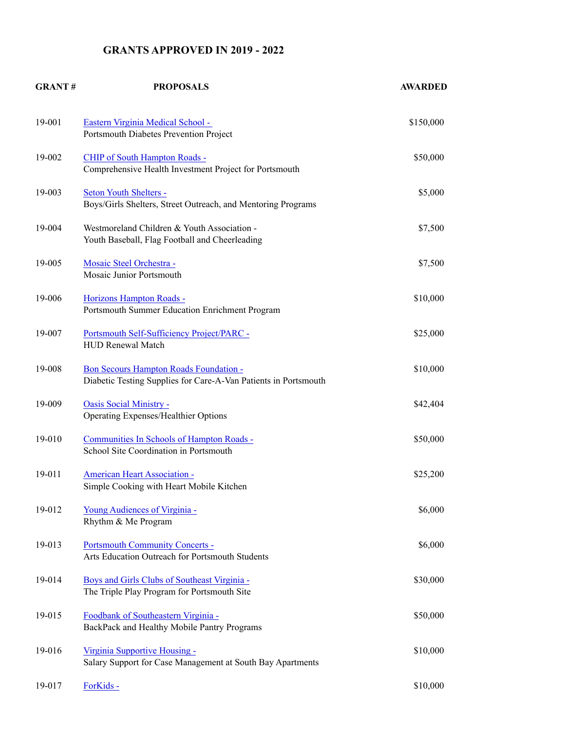# GRANTS APPROVED IN 2019 - 2022

| GRANT # | PROPOSALS | AWARDED |
|---|---|---|
| 19-001 | Eastern Virginia Medical School - Portsmouth Diabetes Prevention Project | $150,000 |
| 19-002 | CHIP of South Hampton Roads - Comprehensive Health Investment Project for Portsmouth | $50,000 |
| 19-003 | Seton Youth Shelters - Boys/Girls Shelters, Street Outreach, and Mentoring Programs | $5,000 |
| 19-004 | Westmoreland Children & Youth Association - Youth Baseball, Flag Football and Cheerleading | $7,500 |
| 19-005 | Mosaic Steel Orchestra - Mosaic Junior Portsmouth | $7,500 |
| 19-006 | Horizons Hampton Roads - Portsmouth Summer Education Enrichment Program | $10,000 |
| 19-007 | Portsmouth Self-Sufficiency Project/PARC - HUD Renewal Match | $25,000 |
| 19-008 | Bon Secours Hampton Roads Foundation - Diabetic Testing Supplies for Care-A-Van Patients in Portsmouth | $10,000 |
| 19-009 | Oasis Social Ministry - Operating Expenses/Healthier Options | $42,404 |
| 19-010 | Communities In Schools of Hampton Roads - School Site Coordination in Portsmouth | $50,000 |
| 19-011 | American Heart Association - Simple Cooking with Heart Mobile Kitchen | $25,200 |
| 19-012 | Young Audiences of Virginia - Rhythm & Me Program | $6,000 |
| 19-013 | Portsmouth Community Concerts - Arts Education Outreach for Portsmouth Students | $6,000 |
| 19-014 | Boys and Girls Clubs of Southeast Virginia - The Triple Play Program for Portsmouth Site | $30,000 |
| 19-015 | Foodbank of Southeastern Virginia - BackPack and Healthy Mobile Pantry Programs | $50,000 |
| 19-016 | Virginia Supportive Housing - Salary Support for Case Management at South Bay Apartments | $10,000 |
| 19-017 | ForKids - | $10,000 |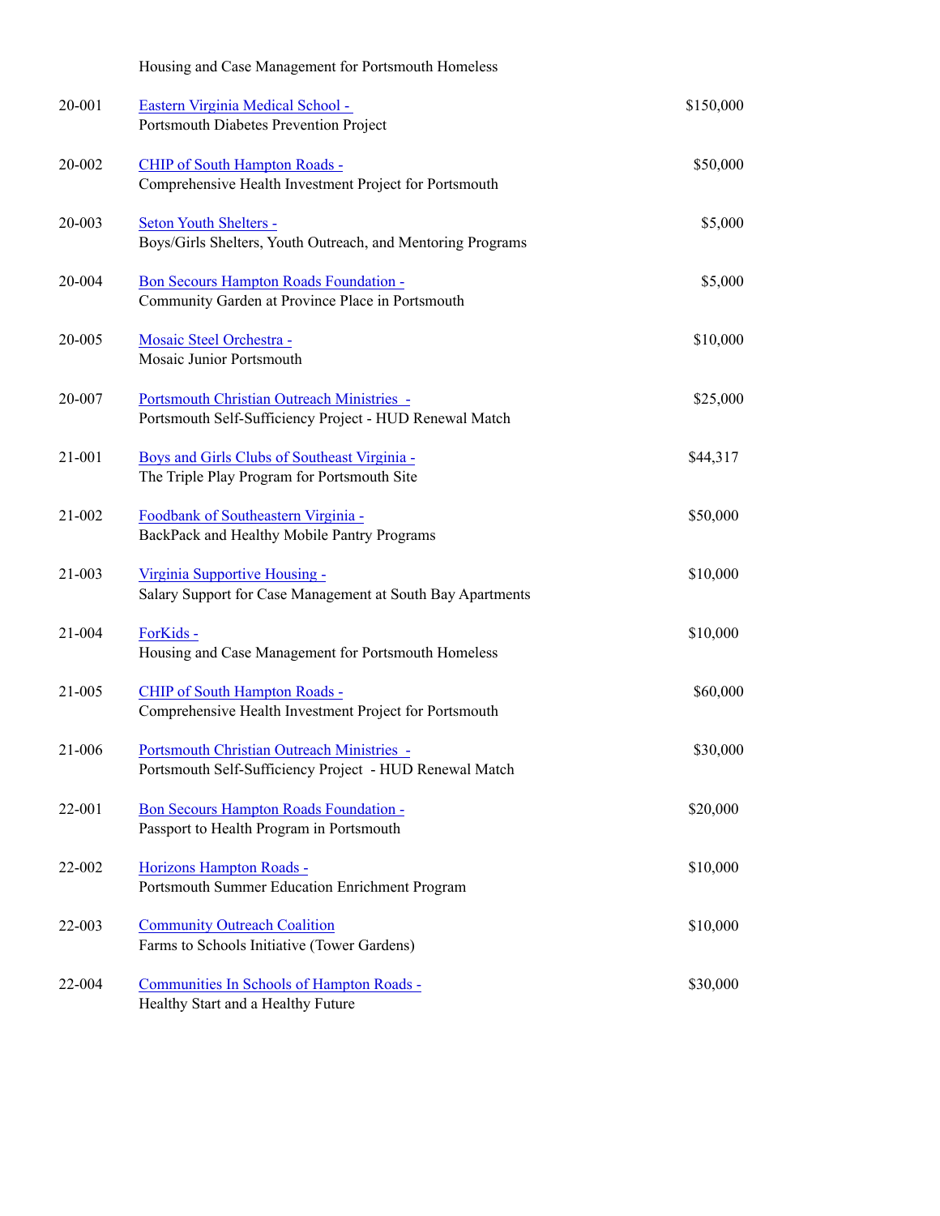Housing and Case Management for Portsmouth Homeless

| | | |
|---|---|---|
| 20-001 | Eastern Virginia Medical School -<br>Portsmouth Diabetes Prevention Project | $150,000 |
| 20-002 | CHIP of South Hampton Roads -<br>Comprehensive Health Investment Project for Portsmouth | $50,000 |
| 20-003 | Seton Youth Shelters -<br>Boys/Girls Shelters, Youth Outreach, and Mentoring Programs | $5,000 |
| 20-004 | Bon Secours Hampton Roads Foundation -<br>Community Garden at Province Place in Portsmouth | $5,000 |
| 20-005 | Mosaic Steel Orchestra -<br>Mosaic Junior Portsmouth | $10,000 |
| 20-007 | Portsmouth Christian Outreach Ministries -<br>Portsmouth Self-Sufficiency Project - HUD Renewal Match | $25,000 |
| 21-001 | Boys and Girls Clubs of Southeast Virginia -<br>The Triple Play Program for Portsmouth Site | $44,317 |
| 21-002 | Foodbank of Southeastern Virginia -<br>BackPack and Healthy Mobile Pantry Programs | $50,000 |
| 21-003 | Virginia Supportive Housing -<br>Salary Support for Case Management at South Bay Apartments | $10,000 |
| 21-004 | ForKids -<br>Housing and Case Management for Portsmouth Homeless | $10,000 |
| 21-005 | CHIP of South Hampton Roads -<br>Comprehensive Health Investment Project for Portsmouth | $60,000 |
| 21-006 | Portsmouth Christian Outreach Ministries -<br>Portsmouth Self-Sufficiency Project - HUD Renewal Match | $30,000 |
| 22-001 | Bon Secours Hampton Roads Foundation -<br>Passport to Health Program in Portsmouth | $20,000 |
| 22-002 | Horizons Hampton Roads -<br>Portsmouth Summer Education Enrichment Program | $10,000 |
| 22-003 | Community Outreach Coalition<br>Farms to Schools Initiative (Tower Gardens) | $10,000 |
| 22-004 | Communities In Schools of Hampton Roads -<br>Healthy Start and a Healthy Future | $30,000 |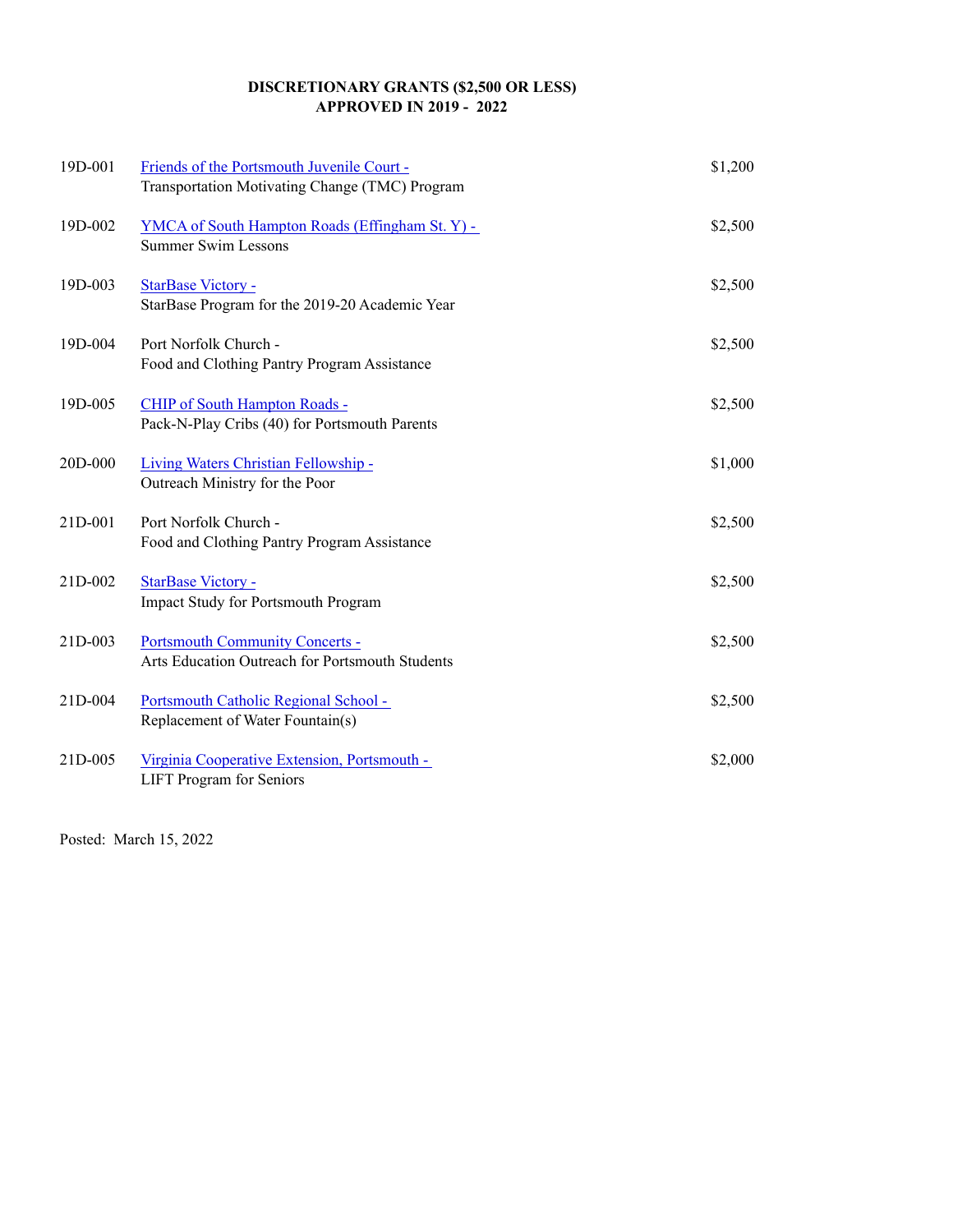# DISCRETIONARY GRANTS ($2,500 OR LESS)
# APPROVED IN 2019 - 2022

| | | |
|---|---|---|
| 19D-001 | Friends of the Portsmouth Juvenile Court - <br>Transportation Motivating Change (TMC) Program | $1,200 |
| 19D-002 | YMCA of South Hampton Roads (Effingham St. Y) - <br>Summer Swim Lessons | $2,500 |
| 19D-003 | StarBase Victory - <br>StarBase Program for the 2019-20 Academic Year | $2,500 |
| 19D-004 | Port Norfolk Church - <br>Food and Clothing Pantry Program Assistance | $2,500 |
| 19D-005 | CHIP of South Hampton Roads - <br>Pack-N-Play Cribs (40) for Portsmouth Parents | $2,500 |
| 20D-000 | Living Waters Christian Fellowship - <br>Outreach Ministry for the Poor | $1,000 |
| 21D-001 | Port Norfolk Church - <br>Food and Clothing Pantry Program Assistance | $2,500 |
| 21D-002 | StarBase Victory - <br>Impact Study for Portsmouth Program | $2,500 |
| 21D-003 | Portsmouth Community Concerts - <br>Arts Education Outreach for Portsmouth Students | $2,500 |
| 21D-004 | Portsmouth Catholic Regional School - <br>Replacement of Water Fountain(s) | $2,500 |
| 21D-005 | Virginia Cooperative Extension, Portsmouth - <br>LIFT Program for Seniors | $2,000 |

Posted: March 15, 2022